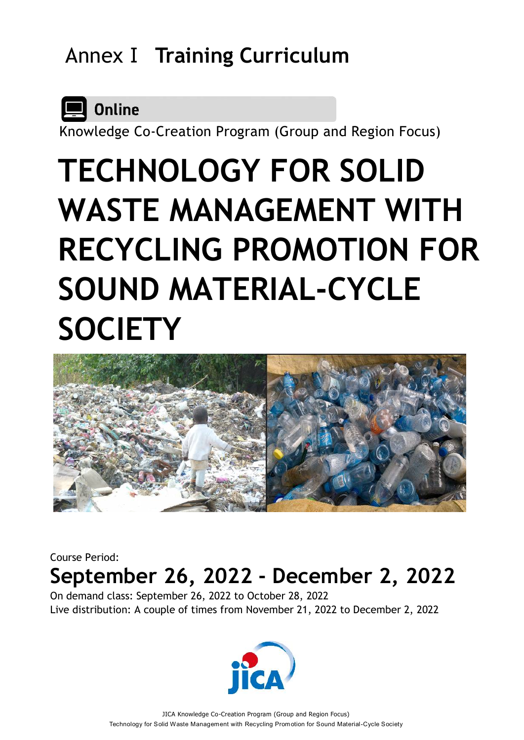# Annex I Training Curriculum

Online

Knowledge Co-Creation Program (Group and Region Focus)

# TECHNOLOGY FOR SOLID WASTE MANAGEMENT WITH RECYCLING PROMOTION FOR SOUND MATERIAL-CYCLE SOCIETY

Course Period:

## September 26, 2022 - December 2, 2022

On demand class: September 26, 2022 to October 28, 2022

Live distribution: A couple of times from November 21, 2022 to December 2, 2022

JICA

JICA Knowledge Co-Creation Program (Group and Region Focus)

Technology for Solid Waste Management with Recycling Promotion for Sound Material-Cycle Society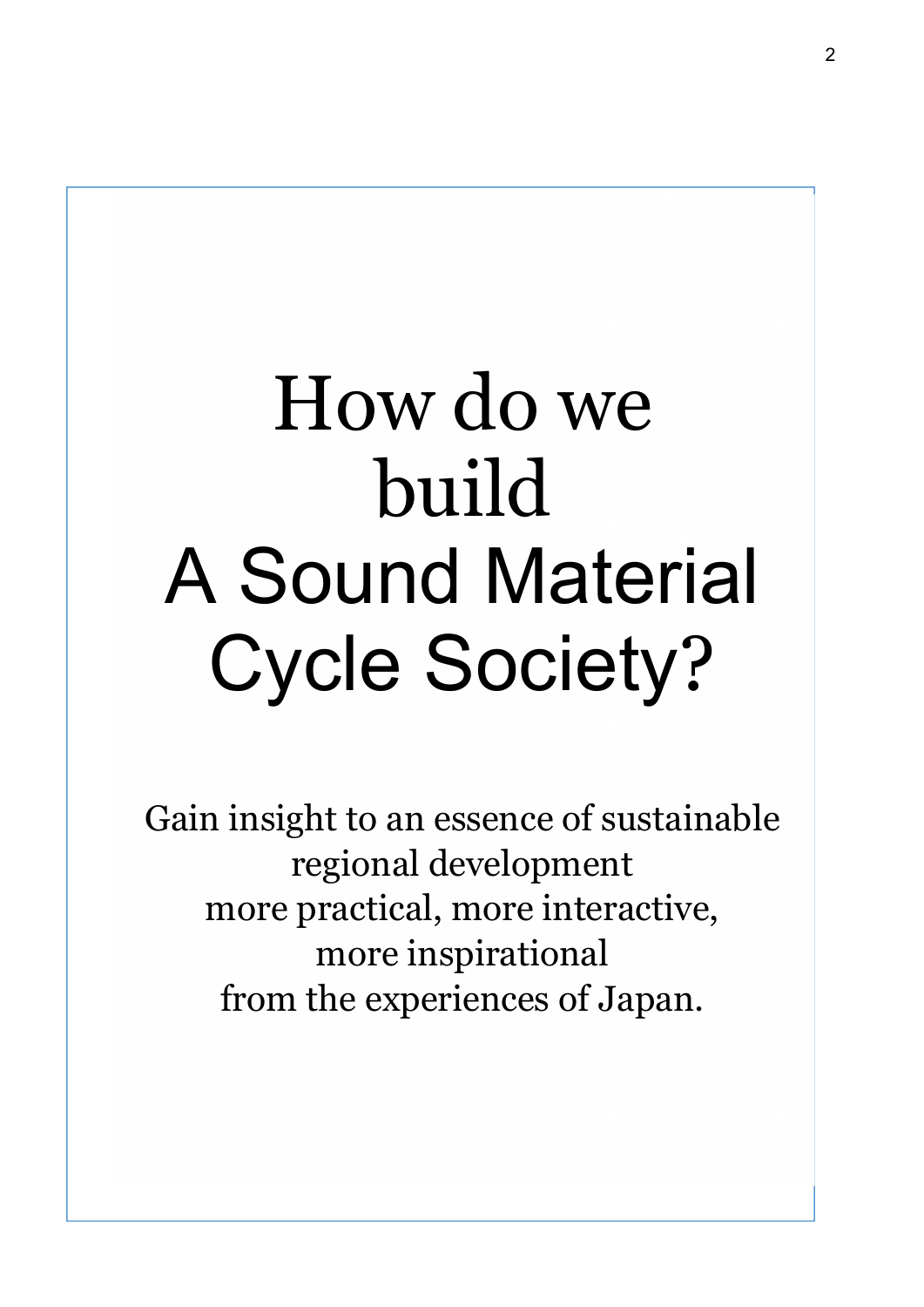# How do we build A Sound Material Cycle Society?

Gain insight to an essence of sustainable regional development
more practical, more interactive,
more inspirational
from the experiences of Japan.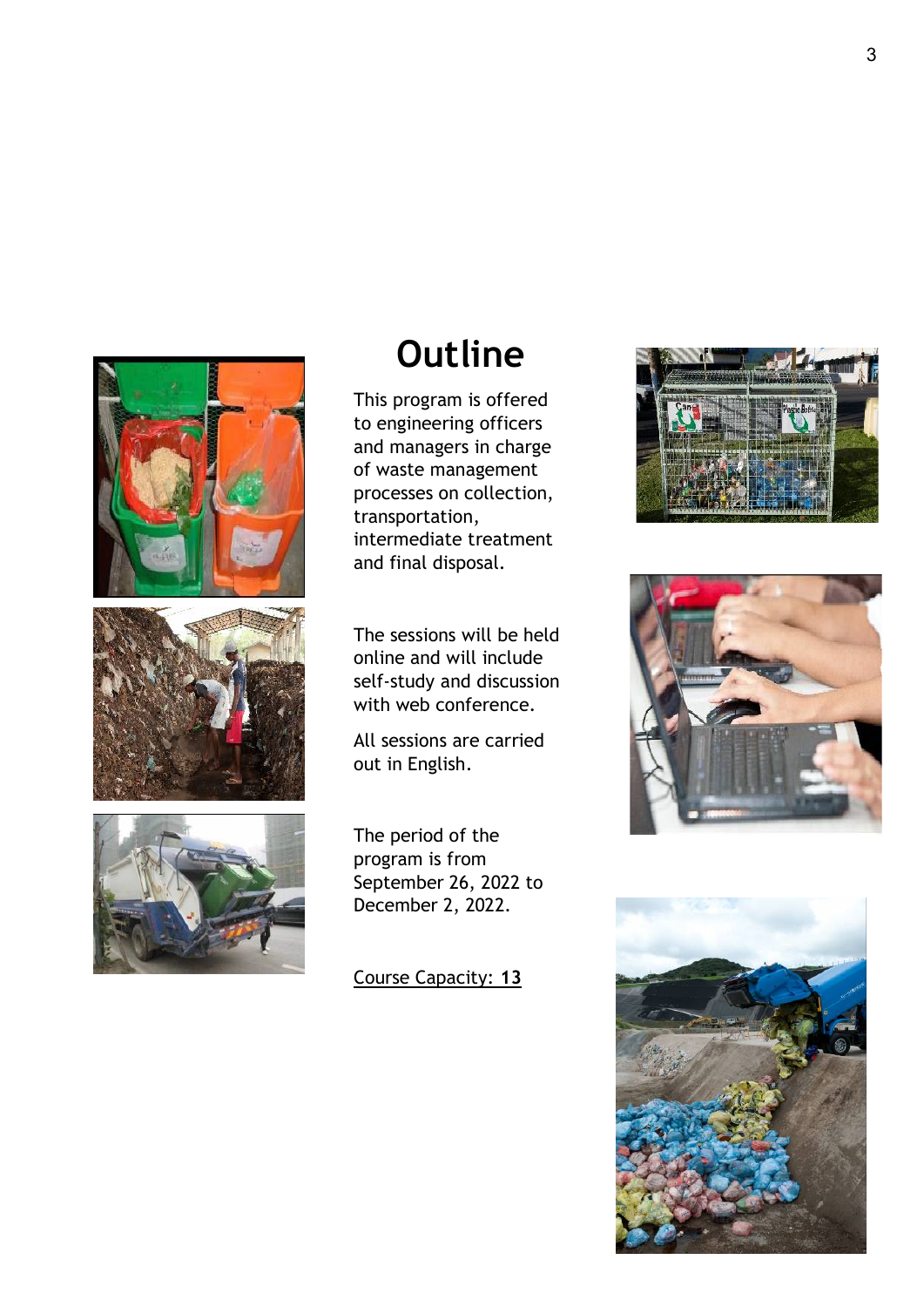# Outline

This program is offered to engineering officers and managers in charge of waste management processes on collection, transportation, intermediate treatment and final disposal.

The sessions will be held online and will include self-study and discussion with web conference.

All sessions are carried out in English.

The period of the program is from September 26, 2022 to December 2, 2022.

Course Capacity: **13**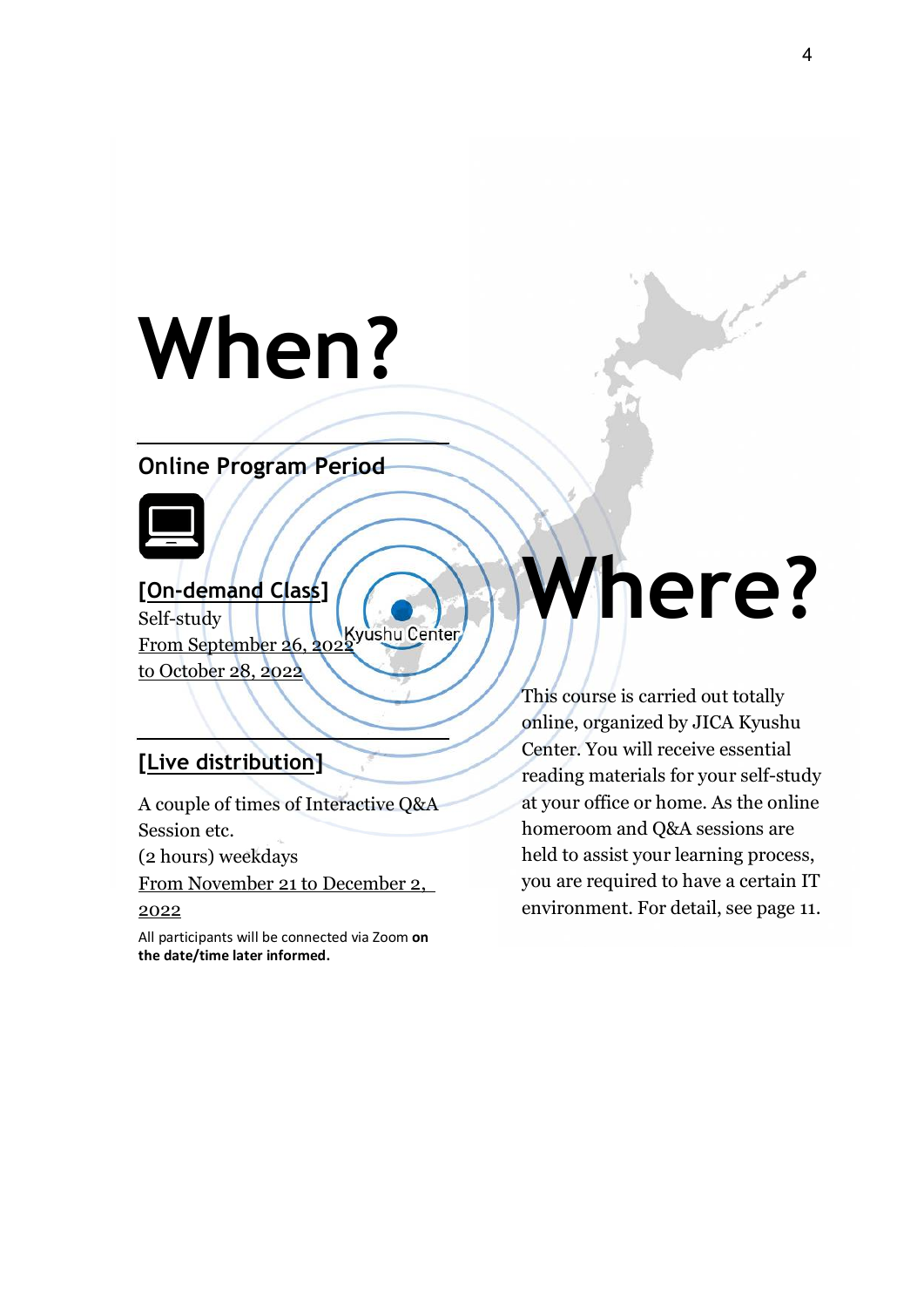# When?

## Online Program Period

### [On-demand Class]

Self-study
From September 26, 2022
to October 28, 2022

Kyushu Center

### [Live distribution]

A couple of times of Interactive Q&A Session etc.
(2 hours) weekdays
From November 21 to December 2, 2022

All participants will be connected via Zoom **on the date/time later informed.**

# Where?

This course is carried out totally online, organized by JICA Kyushu Center. You will receive essential reading materials for your self-study at your office or home. As the online homeroom and Q&A sessions are held to assist your learning process, you are required to have a certain IT environment. For detail, see page 11.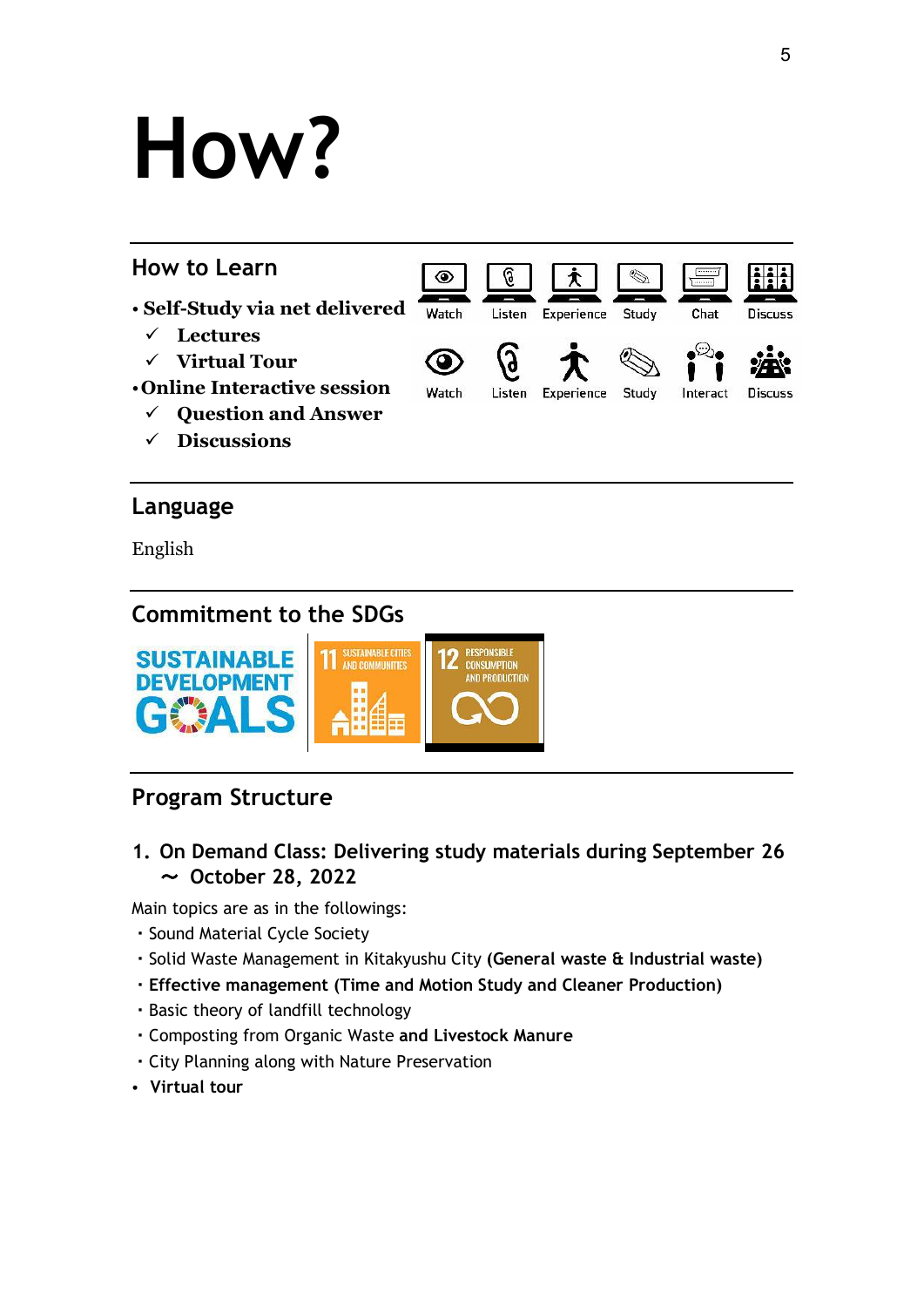# How?

## How to Learn

- **Self-Study via net delivered**
  - ✓ **Lectures**
  - ✓ **Virtual Tour**
- **Online Interactive session**
  - ✓ **Question and Answer**
  - ✓ **Discussions**

Watch Listen Experience Study Chat Discuss

Watch Listen Experience Study Interact Discuss

## Language

English

## Commitment to the SDGs

SUSTAINABLE DEVELOPMENT GOALS

11 SUSTAINABLE CITIES AND COMMUNITIES

12 RESPONSIBLE CONSUMPTION AND PRODUCTION

## Program Structure

### 1. On Demand Class: Delivering study materials during September 26 ~ October 28, 2022

Main topics are as in the followings:

- Sound Material Cycle Society
- Solid Waste Management in Kitakyushu City **(General waste & Industrial waste)**
- **Effective management (Time and Motion Study and Cleaner Production)**
- Basic theory of landfill technology
- Composting from Organic Waste **and Livestock Manure**
- City Planning along with Nature Preservation
- **Virtual tour**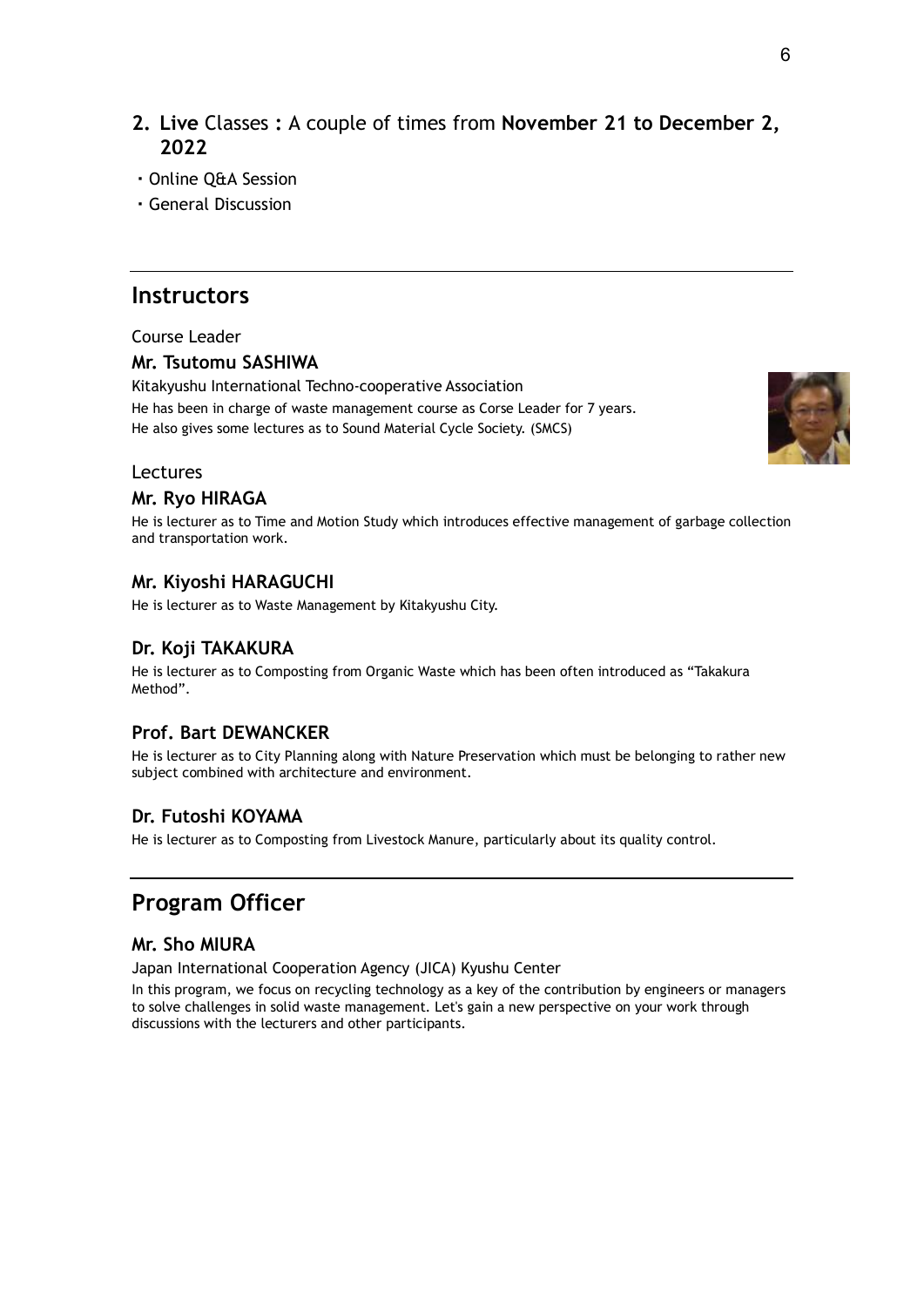2. **Live** Classes **:** A couple of times from **November 21 to December 2, 2022**

・Online Q&A Session

・General Discussion

---

## Instructors

Course Leader

### Mr. Tsutomu SASHIWA

Kitakyushu International Techno-cooperative Association

He has been in charge of waste management course as Corse Leader for 7 years.

He also gives some lectures as to Sound Material Cycle Society. (SMCS)

Lectures

### Mr. Ryo HIRAGA

He is lecturer as to Time and Motion Study which introduces effective management of garbage collection and transportation work.

### Mr. Kiyoshi HARAGUCHI

He is lecturer as to Waste Management by Kitakyushu City.

### Dr. Koji TAKAKURA

He is lecturer as to Composting from Organic Waste which has been often introduced as "Takakura Method".

### Prof. Bart DEWANCKER

He is lecturer as to City Planning along with Nature Preservation which must be belonging to rather new subject combined with architecture and environment.

### Dr. Futoshi KOYAMA

He is lecturer as to Composting from Livestock Manure, particularly about its quality control.

---

## Program Officer

### Mr. Sho MIURA

Japan International Cooperation Agency (JICA) Kyushu Center

In this program, we focus on recycling technology as a key of the contribution by engineers or managers to solve challenges in solid waste management. Let's gain a new perspective on your work through discussions with the lecturers and other participants.